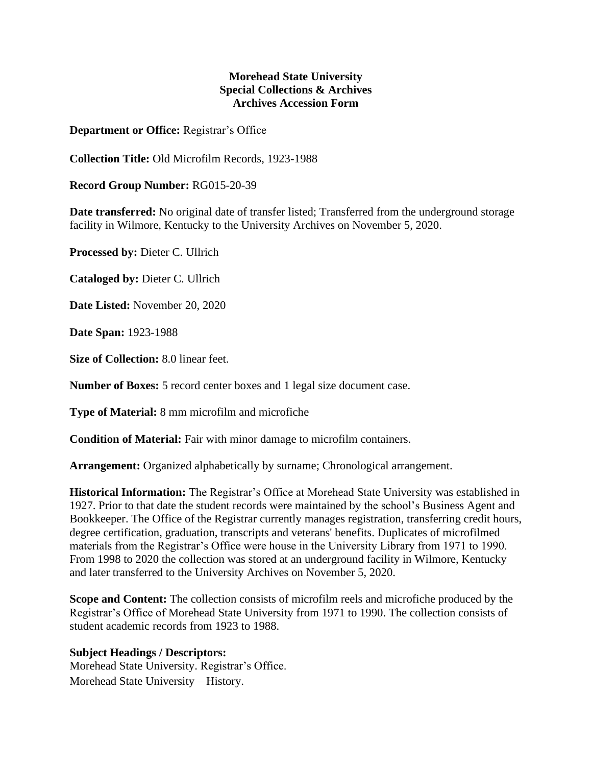**Morehead State University**
**Special Collections & Archives**
**Archives Accession Form**

**Department or Office:** Registrar's Office

**Collection Title:** Old Microfilm Records, 1923-1988

**Record Group Number:** RG015-20-39

**Date transferred:** No original date of transfer listed; Transferred from the underground storage facility in Wilmore, Kentucky to the University Archives on November 5, 2020.

**Processed by:** Dieter C. Ullrich

**Cataloged by:** Dieter C. Ullrich

**Date Listed:** November 20, 2020

**Date Span:** 1923-1988

**Size of Collection:** 8.0 linear feet.

**Number of Boxes:** 5 record center boxes and 1 legal size document case.

**Type of Material:** 8 mm microfilm and microfiche

**Condition of Material:** Fair with minor damage to microfilm containers.

**Arrangement:** Organized alphabetically by surname; Chronological arrangement.

**Historical Information:** The Registrar's Office at Morehead State University was established in 1927. Prior to that date the student records were maintained by the school's Business Agent and Bookkeeper. The Office of the Registrar currently manages registration, transferring credit hours, degree certification, graduation, transcripts and veterans' benefits. Duplicates of microfilmed materials from the Registrar's Office were house in the University Library from 1971 to 1990. From 1998 to 2020 the collection was stored at an underground facility in Wilmore, Kentucky and later transferred to the University Archives on November 5, 2020.

**Scope and Content:** The collection consists of microfilm reels and microfiche produced by the Registrar's Office of Morehead State University from 1971 to 1990. The collection consists of student academic records from 1923 to 1988.

**Subject Headings / Descriptors:**

Morehead State University. Registrar's Office.

Morehead State University – History.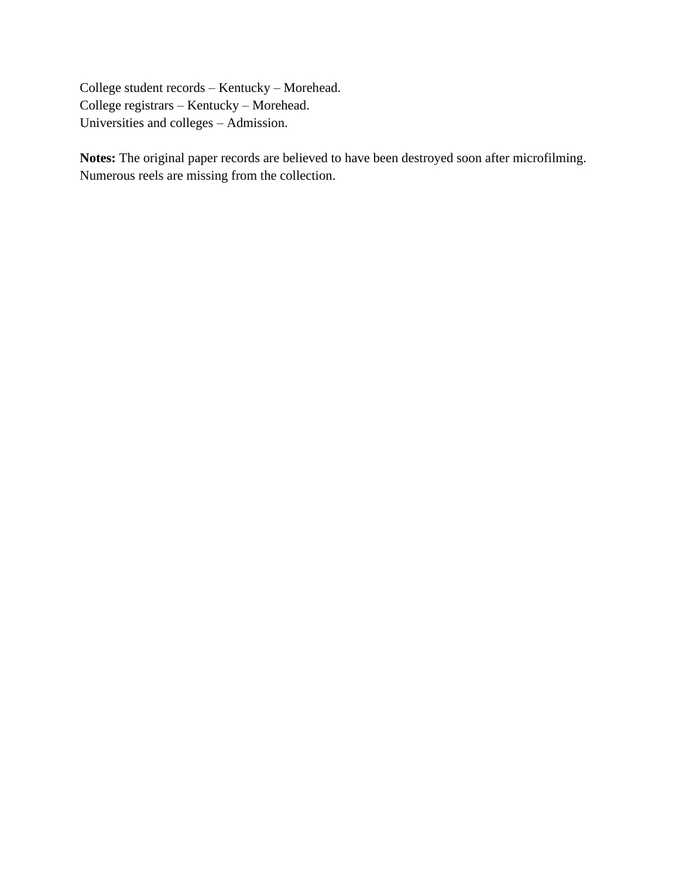College student records – Kentucky – Morehead.
College registrars – Kentucky – Morehead.
Universities and colleges – Admission.

**Notes:** The original paper records are believed to have been destroyed soon after microfilming. Numerous reels are missing from the collection.